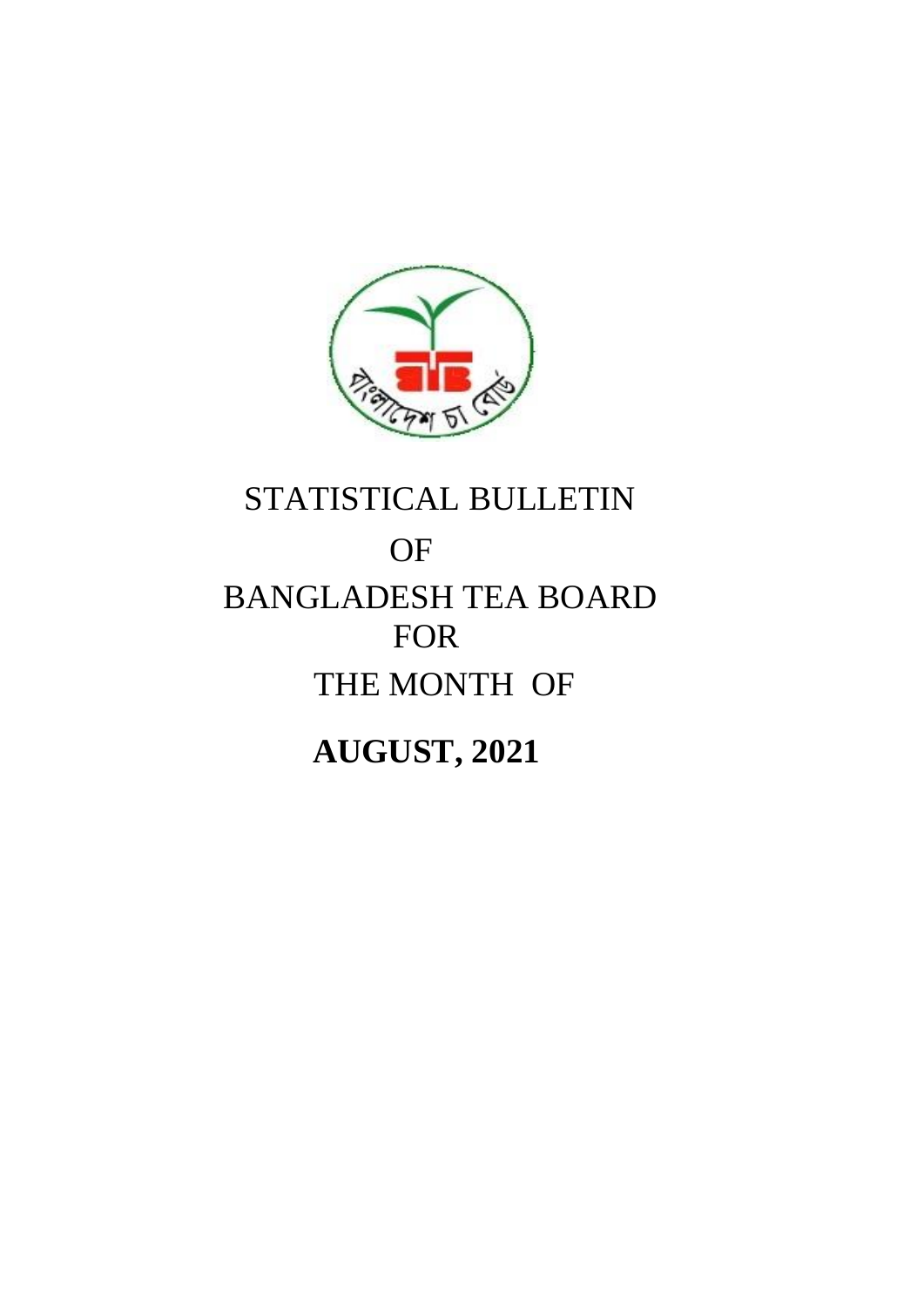# STATISTICAL BULLETIN

# OF

# BANGLADESH TEA BOARD

# FOR

# THE MONTH OF

# **AUGUST, 2021**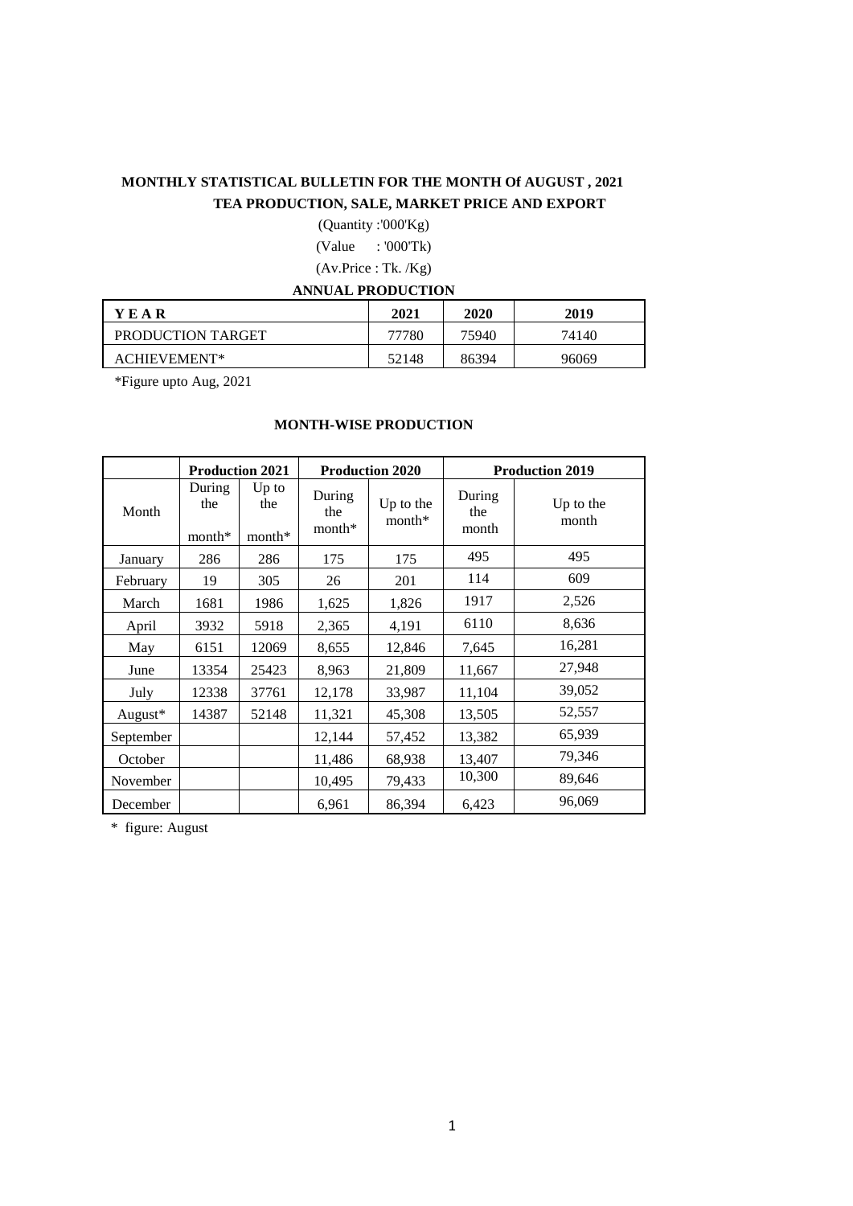**MONTHLY STATISTICAL BULLETIN FOR THE MONTH Of AUGUST , 2021**

**TEA PRODUCTION, SALE, MARKET PRICE AND EXPORT**

(Quantity :'000'Kg)

(Value : '000'Tk)

(Av.Price : Tk. /Kg)

**ANNUAL PRODUCTION**

| **Y E A R** | **2021** | **2020** | **2019** |
|---|---|---|---|
| PRODUCTION TARGET | 77780 | 75940 | 74140 |
| ACHIEVEMENT* | 52148 | 86394 | 96069 |

*Figure upto Aug, 2021

**MONTH-WISE PRODUCTION**

| | **Production 2021** | | **Production 2020** | | **Production 2019** | |
|---|---|---|---|---|---|---|
| Month | During the month* | Up to the month* | During the month* | Up to the month* | During the month | Up to the month |
| January | 286 | 286 | 175 | 175 | 495 | 495 |
| February | 19 | 305 | 26 | 201 | 114 | 609 |
| March | 1681 | 1986 | 1,625 | 1,826 | 1917 | 2,526 |
| April | 3932 | 5918 | 2,365 | 4,191 | 6110 | 8,636 |
| May | 6151 | 12069 | 8,655 | 12,846 | 7,645 | 16,281 |
| June | 13354 | 25423 | 8,963 | 21,809 | 11,667 | 27,948 |
| July | 12338 | 37761 | 12,178 | 33,987 | 11,104 | 39,052 |
| August* | 14387 | 52148 | 11,321 | 45,308 | 13,505 | 52,557 |
| September | | | 12,144 | 57,452 | 13,382 | 65,939 |
| October | | | 11,486 | 68,938 | 13,407 | 79,346 |
| November | | | 10,495 | 79,433 | 10,300 | 89,646 |
| December | | | 6,961 | 86,394 | 6,423 | 96,069 |

\* figure: August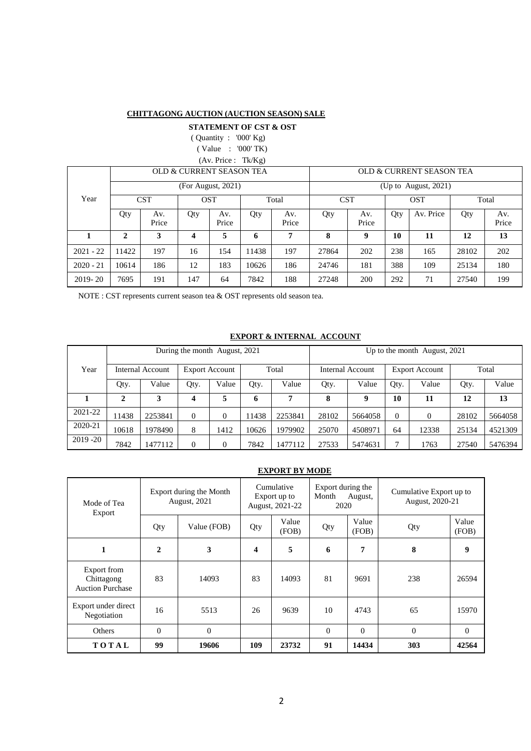**CHITTAGONG AUCTION (AUCTION SEASON) SALE**

**STATEMENT OF CST & OST**

( Quantity : '000' Kg)
( Value : '000' TK)
(Av. Price : Tk/Kg)

| Year | OLD & CURRENT SEASON TEA (For August, 2021) | | | | | | OLD & CURRENT SEASON TEA (Up to August, 2021) | | | | | |
|---|---|---|---|---|---|---|---|---|---|---|---|---|
| | CST | | OST | | Total | | CST | | OST | | Total | |
| | Qty | Av. Price | Qty | Av. Price | Qty | Av. Price | Qty | Av. Price | Qty | Av. Price | Qty | Av. Price |
| **1** | **2** | **3** | **4** | **5** | **6** | **7** | **8** | **9** | **10** | **11** | **12** | **13** |
| 2021 - 22 | 11422 | 197 | 16 | 154 | 11438 | 197 | 27864 | 202 | 238 | 165 | 28102 | 202 |
| 2020 - 21 | 10614 | 186 | 12 | 183 | 10626 | 186 | 24746 | 181 | 388 | 109 | 25134 | 180 |
| 2019- 20 | 7695 | 191 | 147 | 64 | 7842 | 188 | 27248 | 200 | 292 | 71 | 27540 | 199 |

NOTE : CST represents current season tea & OST represents old season tea.

**EXPORT & INTERNAL ACCOUNT**

| Year | During the month August, 2021 | | | | | | Up to the month August, 2021 | | | | | |
|---|---|---|---|---|---|---|---|---|---|---|---|---|
| | Internal Account | | Export Account | | Total | | Internal Account | | Export Account | | Total | |
| | Qty. | Value | Qty. | Value | Qty. | Value | Qty. | Value | Qty. | Value | Qty. | Value |
| **1** | **2** | **3** | **4** | **5** | **6** | **7** | **8** | **9** | **10** | **11** | **12** | **13** |
| 2021-22 | 11438 | 2253841 | 0 | 0 | 11438 | 2253841 | 28102 | 5664058 | 0 | 0 | 28102 | 5664058 |
| 2020-21 | 10618 | 1978490 | 8 | 1412 | 10626 | 1979902 | 25070 | 4508971 | 64 | 12338 | 25134 | 4521309 |
| 2019 -20 | 7842 | 1477112 | 0 | 0 | 7842 | 1477112 | 27533 | 5474631 | 7 | 1763 | 27540 | 5476394 |

**EXPORT BY MODE**

| Mode of Tea Export | Export during the Month August, 2021 | | Cumulative Export up to August, 2021-22 | | Export during the Month August, 2020 | | Cumulative Export up to August, 2020-21 | |
|---|---|---|---|---|---|---|---|---|
| | Qty | Value (FOB) | Qty | Value (FOB) | Qty | Value (FOB) | Qty | Value (FOB) |
| **1** | **2** | **3** | **4** | **5** | **6** | **7** | **8** | **9** |
| Export from Chittagong Auction Purchase | 83 | 14093 | 83 | 14093 | 81 | 9691 | 238 | 26594 |
| Export under direct Negotiation | 16 | 5513 | 26 | 9639 | 10 | 4743 | 65 | 15970 |
| Others | 0 | 0 | | | 0 | 0 | 0 | 0 |
| **T O T A L** | **99** | **19606** | **109** | **23732** | **91** | **14434** | **303** | **42564** |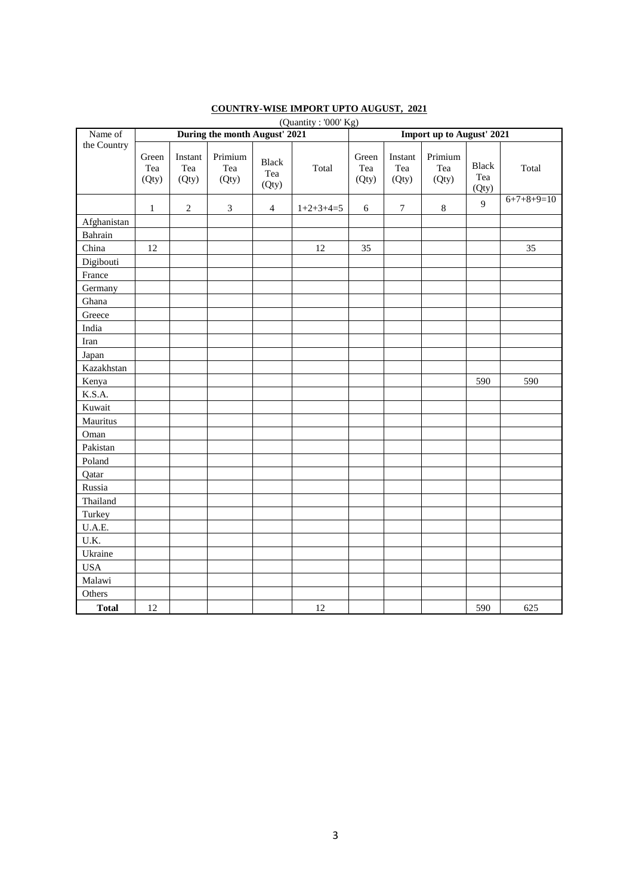# COUNTRY-WISE IMPORT UPTO AUGUST, 2021

(Quantity : '000' Kg)

| Name of the Country | During the month August' 2021 | | | | | Import up to August' 2021 | | | | |
|---|---|---|---|---|---|---|---|---|---|---|
| | Green Tea (Qty) | Instant Tea (Qty) | Primium Tea (Qty) | Black Tea (Qty) | Total | Green Tea (Qty) | Instant Tea (Qty) | Primium Tea (Qty) | Black Tea (Qty) | Total |
| | 1 | 2 | 3 | 4 | 1+2+3+4=5 | 6 | 7 | 8 | 9 | 6+7+8+9=10 |
| Afghanistan | | | | | | | | | | |
| Bahrain | | | | | | | | | | |
| China | 12 | | | | 12 | 35 | | | | 35 |
| Digibouti | | | | | | | | | | |
| France | | | | | | | | | | |
| Germany | | | | | | | | | | |
| Ghana | | | | | | | | | | |
| Greece | | | | | | | | | | |
| India | | | | | | | | | | |
| Iran | | | | | | | | | | |
| Japan | | | | | | | | | | |
| Kazakhstan | | | | | | | | | | |
| Kenya | | | | | | | | | 590 | 590 |
| K.S.A. | | | | | | | | | | |
| Kuwait | | | | | | | | | | |
| Mauritus | | | | | | | | | | |
| Oman | | | | | | | | | | |
| Pakistan | | | | | | | | | | |
| Poland | | | | | | | | | | |
| Qatar | | | | | | | | | | |
| Russia | | | | | | | | | | |
| Thailand | | | | | | | | | | |
| Turkey | | | | | | | | | | |
| U.A.E. | | | | | | | | | | |
| U.K. | | | | | | | | | | |
| Ukraine | | | | | | | | | | |
| USA | | | | | | | | | | |
| Malawi | | | | | | | | | | |
| Others | | | | | | | | | | |
| **Total** | 12 | | | | 12 | | | | 590 | 625 |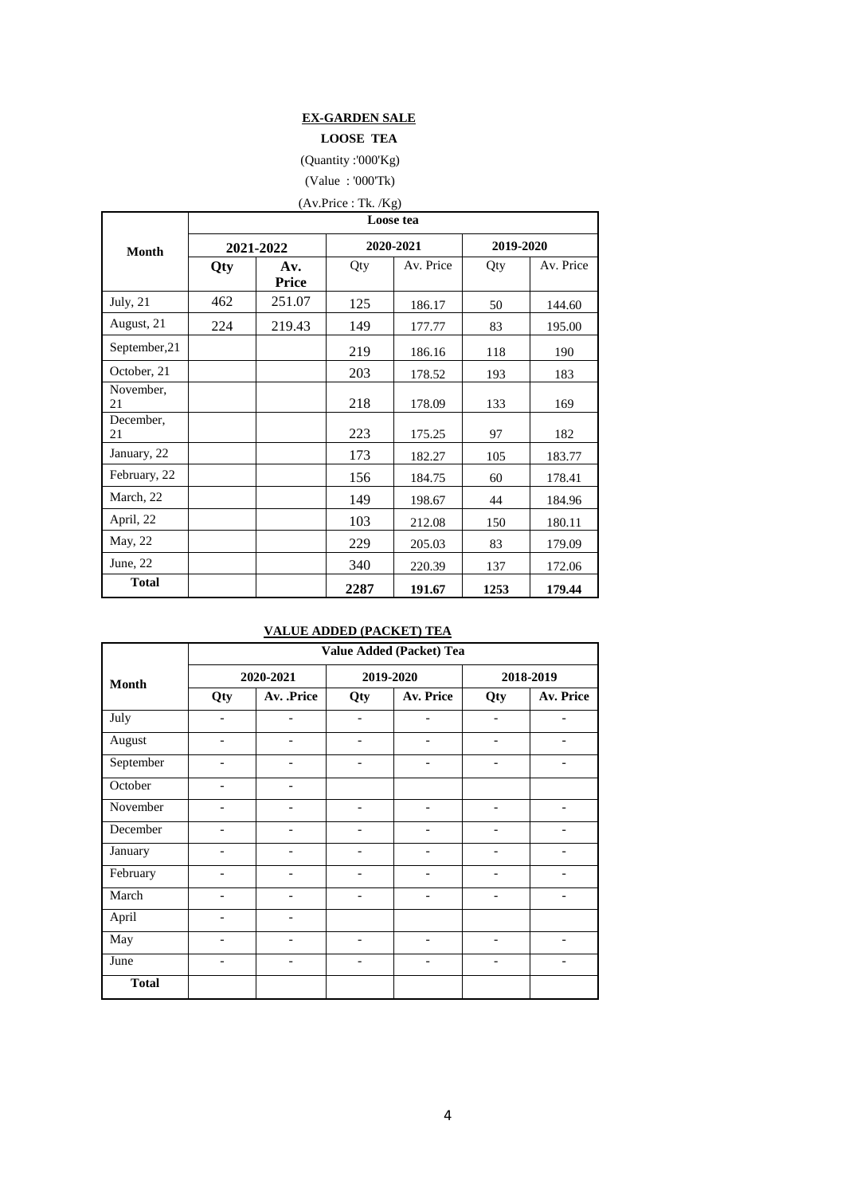**EX-GARDEN SALE**

**LOOSE TEA**

(Quantity :'000'Kg)

(Value : '000'Tk)

(Av.Price : Tk. /Kg)

| Month | Loose tea | | | | | |
|---|---|---|---|---|---|---|
| | 2021-2022 | | 2020-2021 | | 2019-2020 | |
| | Qty | Av. Price | Qty | Av. Price | Qty | Av. Price |
| July, 21 | 462 | 251.07 | 125 | 186.17 | 50 | 144.60 |
| August, 21 | 224 | 219.43 | 149 | 177.77 | 83 | 195.00 |
| September,21 | | | 219 | 186.16 | 118 | 190 |
| October, 21 | | | 203 | 178.52 | 193 | 183 |
| November, 21 | | | 218 | 178.09 | 133 | 169 |
| December, 21 | | | 223 | 175.25 | 97 | 182 |
| January, 22 | | | 173 | 182.27 | 105 | 183.77 |
| February, 22 | | | 156 | 184.75 | 60 | 178.41 |
| March, 22 | | | 149 | 198.67 | 44 | 184.96 |
| April, 22 | | | 103 | 212.08 | 150 | 180.11 |
| May, 22 | | | 229 | 205.03 | 83 | 179.09 |
| June, 22 | | | 340 | 220.39 | 137 | 172.06 |
| **Total** | | | **2287** | **191.67** | **1253** | **179.44** |

**VALUE ADDED (PACKET) TEA**

| Month | Value Added (Packet) Tea | | | | | |
|---|---|---|---|---|---|---|
| | 2020-2021 | | 2019-2020 | | 2018-2019 | |
| | Qty | Av. .Price | Qty | Av. Price | Qty | Av. Price |
| July | - | - | - | - | - | - |
| August | - | - | - | - | - | - |
| September | - | - | - | - | - | - |
| October | - | - | | | | |
| November | - | - | - | - | - | - |
| December | - | - | - | - | - | - |
| January | - | - | - | - | - | - |
| February | - | - | - | - | - | - |
| March | - | - | - | - | - | - |
| April | - | - | | | | |
| May | - | - | - | - | - | - |
| June | - | - | - | - | - | - |
| **Total** | | | | | | |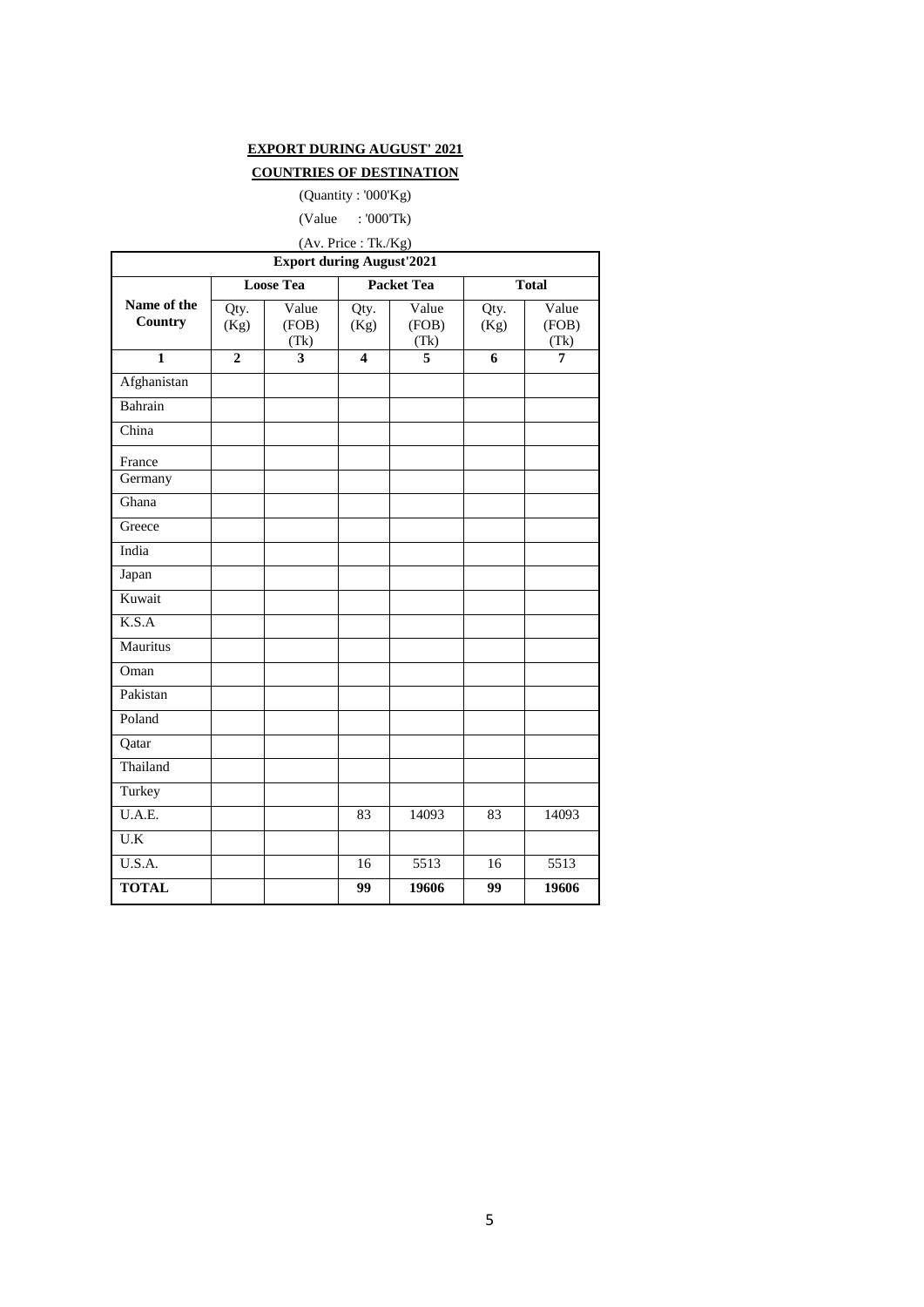**EXPORT DURING AUGUST' 2021**

**COUNTRIES OF DESTINATION**

(Quantity : '000'Kg)

(Value : '000'Tk)

(Av. Price : Tk./Kg)

| Export during August'2021 | | | | | | |
|---|---|---|---|---|---|---|
| | **Loose Tea** | | **Packet Tea** | | **Total** | |
| **Name of the Country** | Qty. (Kg) | Value (FOB) (Tk) | Qty. (Kg) | Value (FOB) (Tk) | Qty. (Kg) | Value (FOB) (Tk) |
| **1** | **2** | **3** | **4** | **5** | **6** | **7** |
| Afghanistan | | | | | | |
| Bahrain | | | | | | |
| China | | | | | | |
| France | | | | | | |
| Germany | | | | | | |
| Ghana | | | | | | |
| Greece | | | | | | |
| India | | | | | | |
| Japan | | | | | | |
| Kuwait | | | | | | |
| K.S.A | | | | | | |
| Mauritus | | | | | | |
| Oman | | | | | | |
| Pakistan | | | | | | |
| Poland | | | | | | |
| Qatar | | | | | | |
| Thailand | | | | | | |
| Turkey | | | | | | |
| U.A.E. | | | 83 | 14093 | 83 | 14093 |
| U.K | | | | | | |
| U.S.A. | | | 16 | 5513 | 16 | 5513 |
| **TOTAL** | | | **99** | **19606** | **99** | **19606** |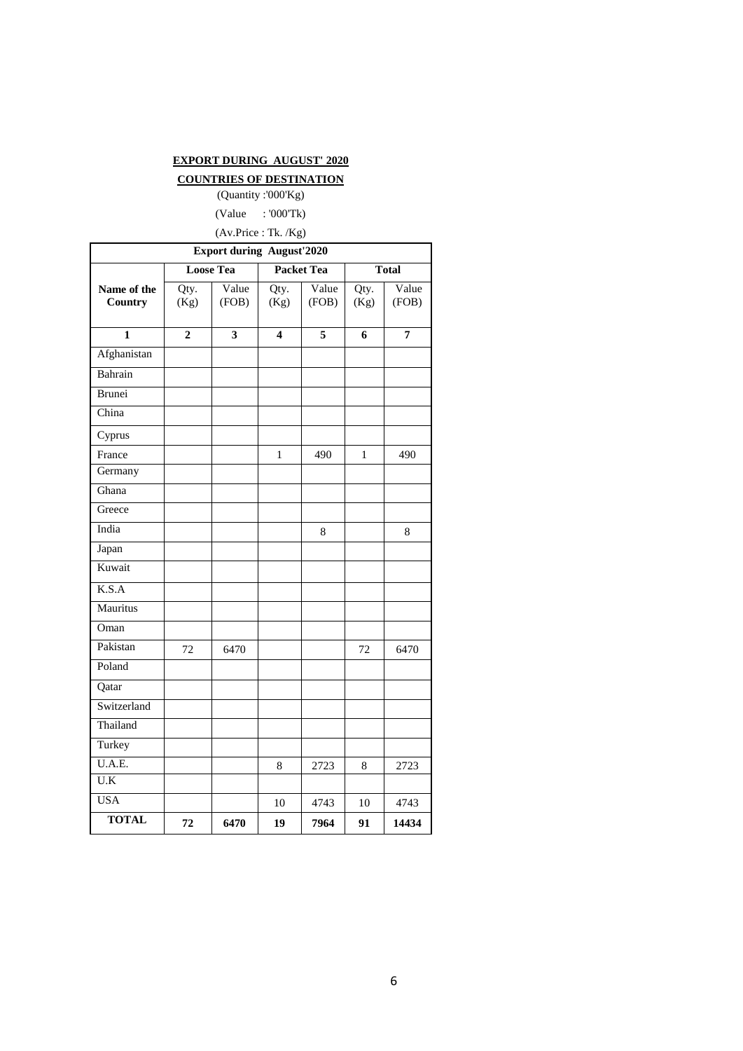**EXPORT DURING AUGUST' 2020**

**COUNTRIES OF DESTINATION**

(Quantity :'000'Kg)

(Value : '000'Tk)

(Av.Price : Tk. /Kg)

| Export during August'2020 | | | | | | |
|---|---|---|---|---|---|---|
| | Loose Tea | | Packet Tea | | Total | |
| Name of the Country | Qty. (Kg) | Value (FOB) | Qty. (Kg) | Value (FOB) | Qty. (Kg) | Value (FOB) |
| 1 | 2 | 3 | 4 | 5 | 6 | 7 |
| Afghanistan | | | | | | |
| Bahrain | | | | | | |
| Brunei | | | | | | |
| China | | | | | | |
| Cyprus | | | | | | |
| France | | | 1 | 490 | 1 | 490 |
| Germany | | | | | | |
| Ghana | | | | | | |
| Greece | | | | | | |
| India | | | | 8 | | 8 |
| Japan | | | | | | |
| Kuwait | | | | | | |
| K.S.A | | | | | | |
| Mauritus | | | | | | |
| Oman | | | | | | |
| Pakistan | 72 | 6470 | | | 72 | 6470 |
| Poland | | | | | | |
| Qatar | | | | | | |
| Switzerland | | | | | | |
| Thailand | | | | | | |
| Turkey | | | | | | |
| U.A.E. | | | 8 | 2723 | 8 | 2723 |
| U.K | | | | | | |
| USA | | | 10 | 4743 | 10 | 4743 |
| **TOTAL** | **72** | **6470** | **19** | **7964** | **91** | **14434** |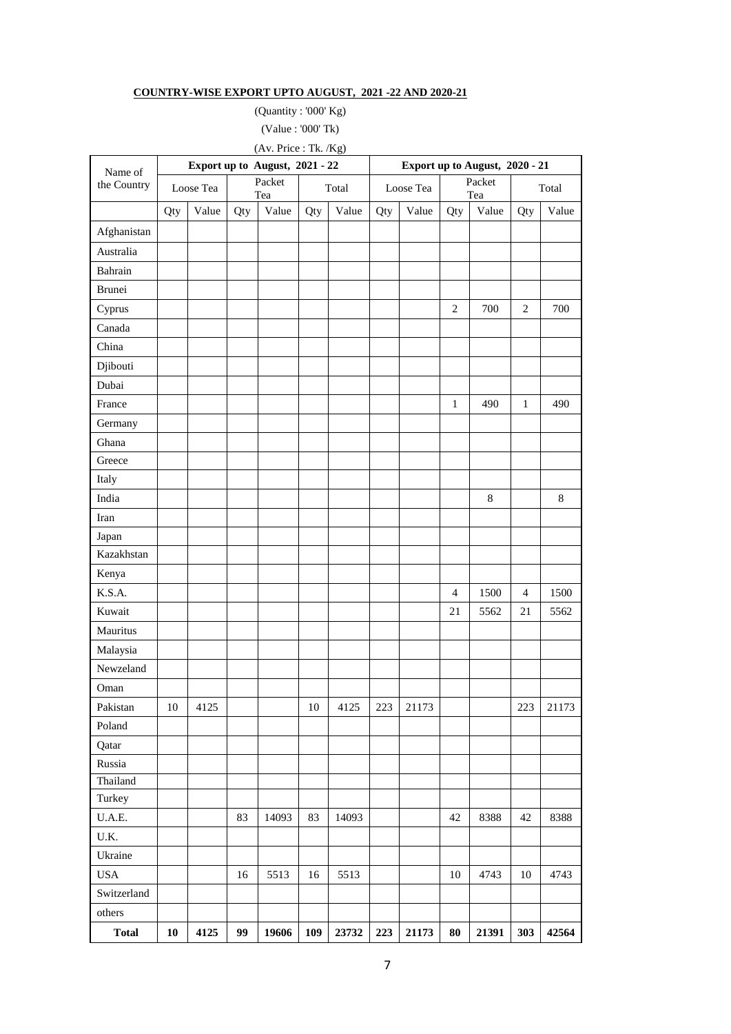**COUNTRY-WISE EXPORT UPTO AUGUST, 2021 -22 AND 2020-21**

(Quantity : '000' Kg)

(Value : '000' Tk)

(Av. Price : Tk. /Kg)

| Name of the Country | Export up to August, 2021 - 22 | | | | | | Export up to August, 2020 - 21 | | | | | |
|---|---|---|---|---|---|---|---|---|---|---|---|---|
| | Loose Tea | | Packet Tea | | Total | | Loose Tea | | Packet Tea | | Total | |
| | Qty | Value | Qty | Value | Qty | Value | Qty | Value | Qty | Value | Qty | Value |
| Afghanistan | | | | | | | | | | | | |
| Australia | | | | | | | | | | | | |
| Bahrain | | | | | | | | | | | | |
| Brunei | | | | | | | | | | | | |
| Cyprus | | | | | | | | | 2 | 700 | 2 | 700 |
| Canada | | | | | | | | | | | | |
| China | | | | | | | | | | | | |
| Djibouti | | | | | | | | | | | | |
| Dubai | | | | | | | | | | | | |
| France | | | | | | | | | 1 | 490 | 1 | 490 |
| Germany | | | | | | | | | | | | |
| Ghana | | | | | | | | | | | | |
| Greece | | | | | | | | | | | | |
| Italy | | | | | | | | | | | | |
| India | | | | | | | | | | 8 | | 8 |
| Iran | | | | | | | | | | | | |
| Japan | | | | | | | | | | | | |
| Kazakhstan | | | | | | | | | | | | |
| Kenya | | | | | | | | | | | | |
| K.S.A. | | | | | | | | | 4 | 1500 | 4 | 1500 |
| Kuwait | | | | | | | | | 21 | 5562 | 21 | 5562 |
| Mauritus | | | | | | | | | | | | |
| Malaysia | | | | | | | | | | | | |
| Newzeland | | | | | | | | | | | | |
| Oman | | | | | | | | | | | | |
| Pakistan | 10 | 4125 | | | 10 | 4125 | 223 | 21173 | | | 223 | 21173 |
| Poland | | | | | | | | | | | | |
| Qatar | | | | | | | | | | | | |
| Russia | | | | | | | | | | | | |
| Thailand | | | | | | | | | | | | |
| Turkey | | | | | | | | | | | | |
| U.A.E. | | | 83 | 14093 | 83 | 14093 | | | 42 | 8388 | 42 | 8388 |
| U.K. | | | | | | | | | | | | |
| Ukraine | | | | | | | | | | | | |
| USA | | | 16 | 5513 | 16 | 5513 | | | 10 | 4743 | 10 | 4743 |
| Switzerland | | | | | | | | | | | | |
| others | | | | | | | | | | | | |
| **Total** | **10** | **4125** | **99** | **19606** | **109** | **23732** | **223** | **21173** | **80** | **21391** | **303** | **42564** |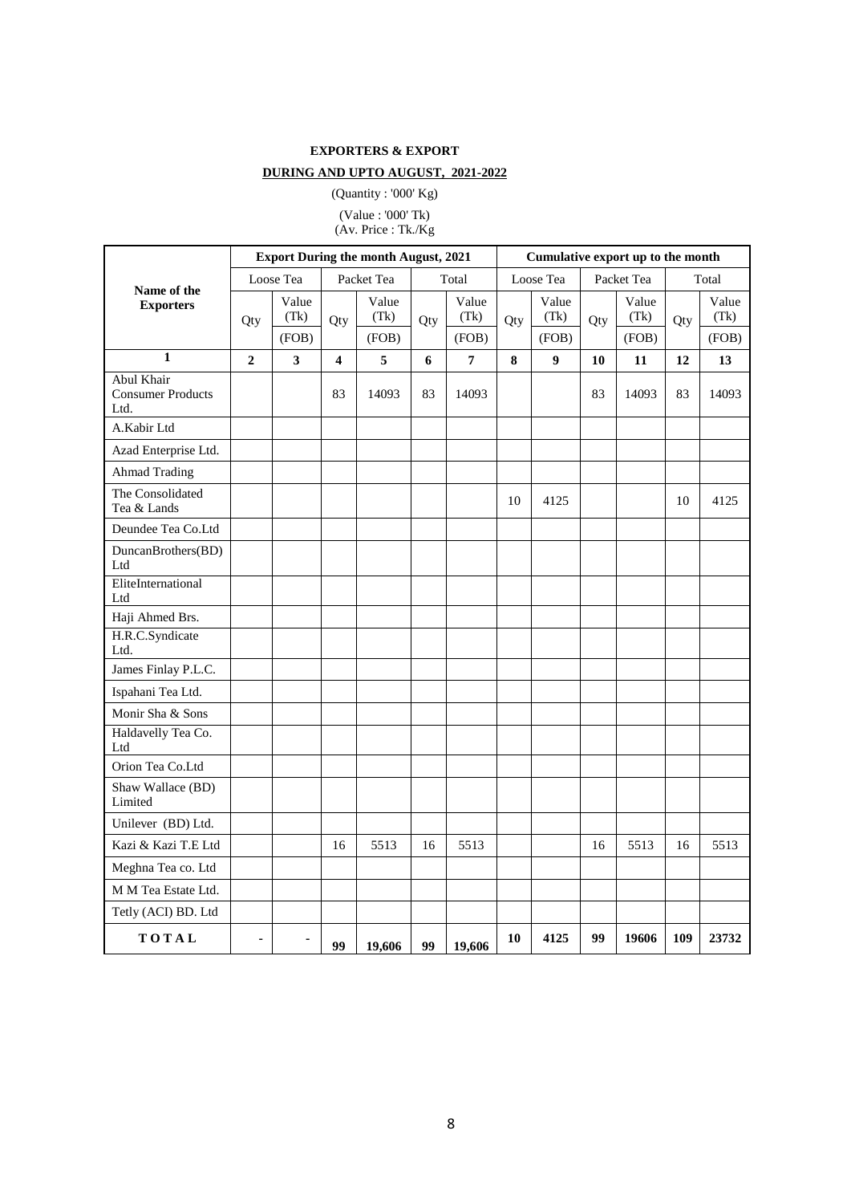**EXPORTERS & EXPORT**

**DURING AND UPTO AUGUST, 2021-2022**

(Quantity : '000' Kg)

(Value : '000' Tk)
(Av. Price : Tk./Kg

| Name of the Exporters | Export During the month August, 2021 | | | | | | Cumulative export up to the month | | | | | |
|---|---|---|---|---|---|---|---|---|---|---|---|---|
| | Loose Tea | | Packet Tea | | Total | | Loose Tea | | Packet Tea | | Total | |
| | Qty | Value (Tk) (FOB) | Qty | Value (Tk) (FOB) | Qty | Value (Tk) (FOB) | Qty | Value (Tk) (FOB) | Qty | Value (Tk) (FOB) | Qty | Value (Tk) (FOB) |
| **1** | **2** | **3** | **4** | **5** | **6** | **7** | **8** | **9** | **10** | **11** | **12** | **13** |
| Abul Khair Consumer Products Ltd. | | | 83 | 14093 | 83 | 14093 | | | 83 | 14093 | 83 | 14093 |
| A.Kabir Ltd | | | | | | | | | | | | |
| Azad Enterprise Ltd. | | | | | | | | | | | | |
| Ahmad Trading | | | | | | | | | | | | |
| The Consolidated Tea & Lands | | | | | | | 10 | 4125 | | | 10 | 4125 |
| Deundee Tea Co.Ltd | | | | | | | | | | | | |
| DuncanBrothers(BD) Ltd | | | | | | | | | | | | |
| EliteInternational Ltd | | | | | | | | | | | | |
| Haji Ahmed Brs. | | | | | | | | | | | | |
| H.R.C.Syndicate Ltd. | | | | | | | | | | | | |
| James Finlay P.L.C. | | | | | | | | | | | | |
| Ispahani Tea Ltd. | | | | | | | | | | | | |
| Monir Sha & Sons | | | | | | | | | | | | |
| Haldavelly Tea Co. Ltd | | | | | | | | | | | | |
| Orion Tea Co.Ltd | | | | | | | | | | | | |
| Shaw Wallace (BD) Limited | | | | | | | | | | | | |
| Unilever (BD) Ltd. | | | | | | | | | | | | |
| Kazi & Kazi T.E Ltd | | | 16 | 5513 | 16 | 5513 | | | 16 | 5513 | 16 | 5513 |
| Meghna Tea co. Ltd | | | | | | | | | | | | |
| M M Tea Estate Ltd. | | | | | | | | | | | | |
| Tetly (ACI) BD. Ltd | | | | | | | | | | | | |
| **T O T A L** | **-** | **-** | **99** | **19,606** | **99** | **19,606** | **10** | **4125** | **99** | **19606** | **109** | **23732** |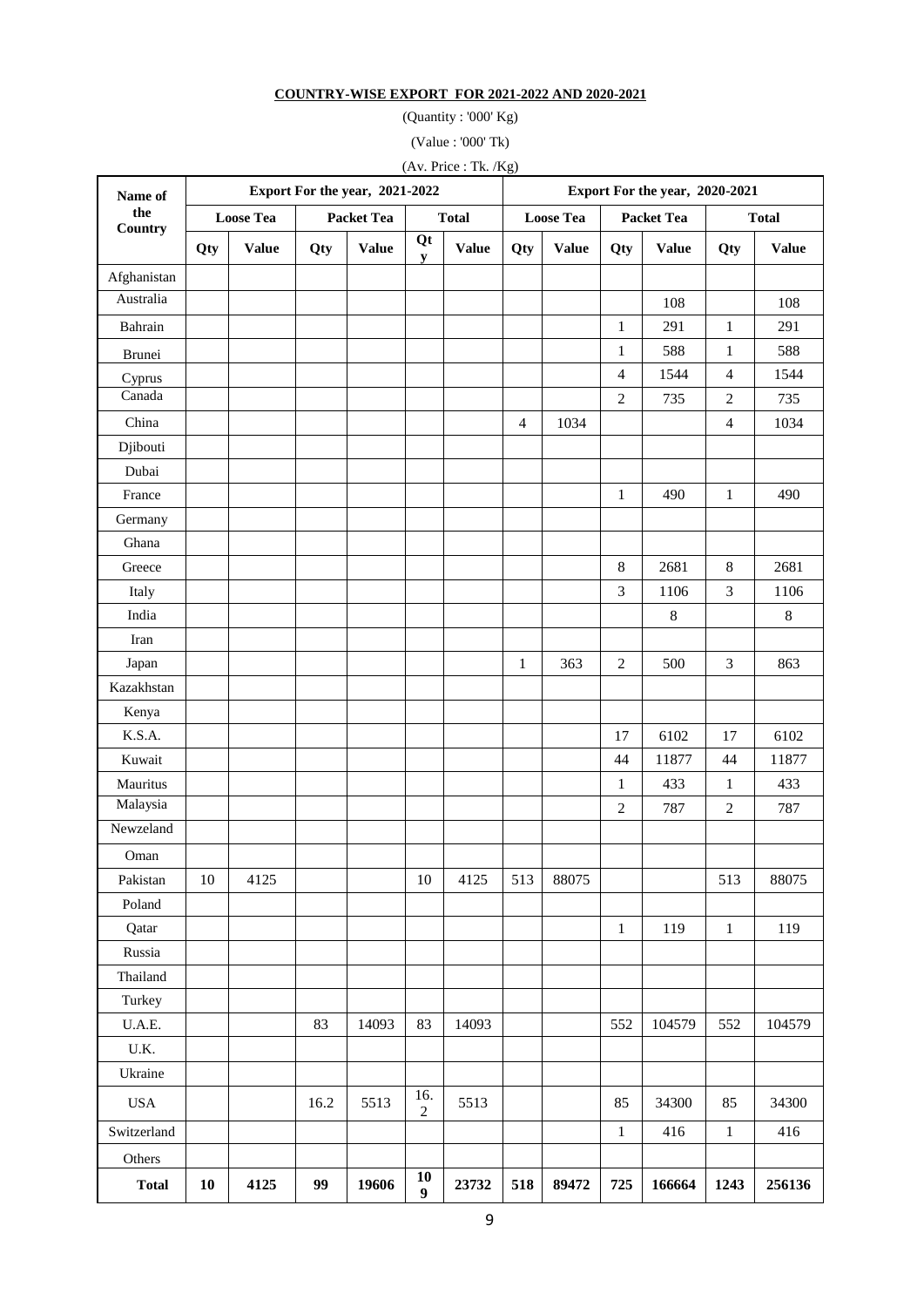**COUNTRY-WISE EXPORT FOR 2021-2022 AND 2020-2021**

(Quantity : '000' Kg)

(Value : '000' Tk)

(Av. Price : Tk. /Kg)

| Name of the Country | Export For the year, 2021-2022 | | | | | | Export For the year, 2020-2021 | | | | | |
|---|---|---|---|---|---|---|---|---|---|---|---|---|
| | Loose Tea | | Packet Tea | | Total | | Loose Tea | | Packet Tea | | Total | |
| | Qty | Value | Qty | Value | Qty | Value | Qty | Value | Qty | Value | Qty | Value |
| Afghanistan | | | | | | | | | | | | |
| Australia | | | | | | | | | | 108 | | 108 |
| Bahrain | | | | | | | | | 1 | 291 | 1 | 291 |
| Brunei | | | | | | | | | 1 | 588 | 1 | 588 |
| Cyprus | | | | | | | | | 4 | 1544 | 4 | 1544 |
| Canada | | | | | | | | | 2 | 735 | 2 | 735 |
| China | | | | | | | 4 | 1034 | | | 4 | 1034 |
| Djibouti | | | | | | | | | | | | |
| Dubai | | | | | | | | | | | | |
| France | | | | | | | | | 1 | 490 | 1 | 490 |
| Germany | | | | | | | | | | | | |
| Ghana | | | | | | | | | | | | |
| Greece | | | | | | | | | 8 | 2681 | 8 | 2681 |
| Italy | | | | | | | | | 3 | 1106 | 3 | 1106 |
| India | | | | | | | | | | 8 | | 8 |
| Iran | | | | | | | | | | | | |
| Japan | | | | | | | 1 | 363 | 2 | 500 | 3 | 863 |
| Kazakhstan | | | | | | | | | | | | |
| Kenya | | | | | | | | | | | | |
| K.S.A. | | | | | | | | | 17 | 6102 | 17 | 6102 |
| Kuwait | | | | | | | | | 44 | 11877 | 44 | 11877 |
| Mauritus | | | | | | | | | 1 | 433 | 1 | 433 |
| Malaysia | | | | | | | | | 2 | 787 | 2 | 787 |
| Newzeland | | | | | | | | | | | | |
| Oman | | | | | | | | | | | | |
| Pakistan | 10 | 4125 | | | 10 | 4125 | 513 | 88075 | | | 513 | 88075 |
| Poland | | | | | | | | | | | | |
| Qatar | | | | | | | | | 1 | 119 | 1 | 119 |
| Russia | | | | | | | | | | | | |
| Thailand | | | | | | | | | | | | |
| Turkey | | | | | | | | | | | | |
| U.A.E. | | | 83 | 14093 | 83 | 14093 | | | 552 | 104579 | 552 | 104579 |
| U.K. | | | | | | | | | | | | |
| Ukraine | | | | | | | | | | | | |
| USA | | | 16.2 | 5513 | 16.2 | 5513 | | | 85 | 34300 | 85 | 34300 |
| Switzerland | | | | | | | | | 1 | 416 | 1 | 416 |
| Others | | | | | | | | | | | | |
| **Total** | **10** | **4125** | **99** | **19606** | **109** | **23732** | **518** | **89472** | **725** | **166664** | **1243** | **256136** |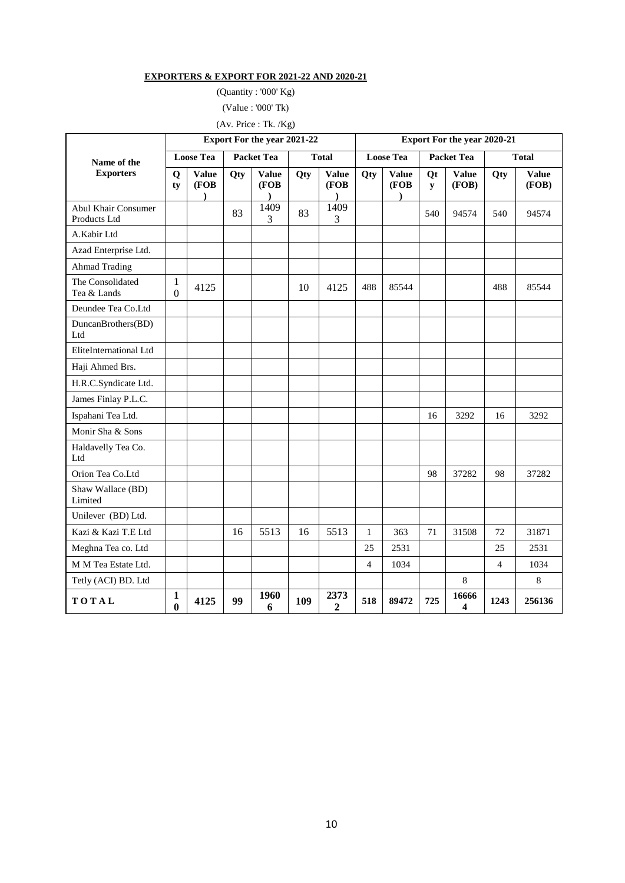**EXPORTERS & EXPORT FOR 2021-22 AND 2020-21**

(Quantity : '000' Kg)

(Value : '000' Tk)

(Av. Price : Tk. /Kg)

| Name of the Exporters | Export For the year 2021-22 | | | | | | Export For the year 2020-21 | | | | | |
|---|---|---|---|---|---|---|---|---|---|---|---|---|
| | Loose Tea | | Packet Tea | | Total | | Loose Tea | | Packet Tea | | Total | |
| | Qty | Value (FOB) | Qty | Value (FOB) | Qty | Value (FOB) | Qty | Value (FOB) | Qty | Value (FOB) | Qty | Value (FOB) |
| Abul Khair Consumer Products Ltd | | | 83 | 14093 | 83 | 14093 | | | 540 | 94574 | 540 | 94574 |
| A.Kabir Ltd | | | | | | | | | | | | |
| Azad Enterprise Ltd. | | | | | | | | | | | | |
| Ahmad Trading | | | | | | | | | | | | |
| The Consolidated Tea & Lands | 10 | 4125 | | | 10 | 4125 | 488 | 85544 | | | 488 | 85544 |
| Deundee Tea Co.Ltd | | | | | | | | | | | | |
| DuncanBrothers(BD) Ltd | | | | | | | | | | | | |
| EliteInternational Ltd | | | | | | | | | | | | |
| Haji Ahmed Brs. | | | | | | | | | | | | |
| H.R.C.Syndicate Ltd. | | | | | | | | | | | | |
| James Finlay P.L.C. | | | | | | | | | | | | |
| Ispahani Tea Ltd. | | | | | | | | | 16 | 3292 | 16 | 3292 |
| Monir Sha & Sons | | | | | | | | | | | | |
| Haldavelly Tea Co. Ltd | | | | | | | | | | | | |
| Orion Tea Co.Ltd | | | | | | | | | 98 | 37282 | 98 | 37282 |
| Shaw Wallace (BD) Limited | | | | | | | | | | | | |
| Unilever (BD) Ltd. | | | | | | | | | | | | |
| Kazi & Kazi T.E Ltd | | | 16 | 5513 | 16 | 5513 | 1 | 363 | 71 | 31508 | 72 | 31871 |
| Meghna Tea co. Ltd | | | | | | | 25 | 2531 | | | 25 | 2531 |
| M M Tea Estate Ltd. | | | | | | | 4 | 1034 | | | 4 | 1034 |
| Tetly (ACI) BD. Ltd | | | | | | | | | | 8 | | 8 |
| **TOTAL** | **10** | **4125** | **99** | **19606** | **109** | **23732** | **518** | **89472** | **725** | **166664** | **1243** | **256136** |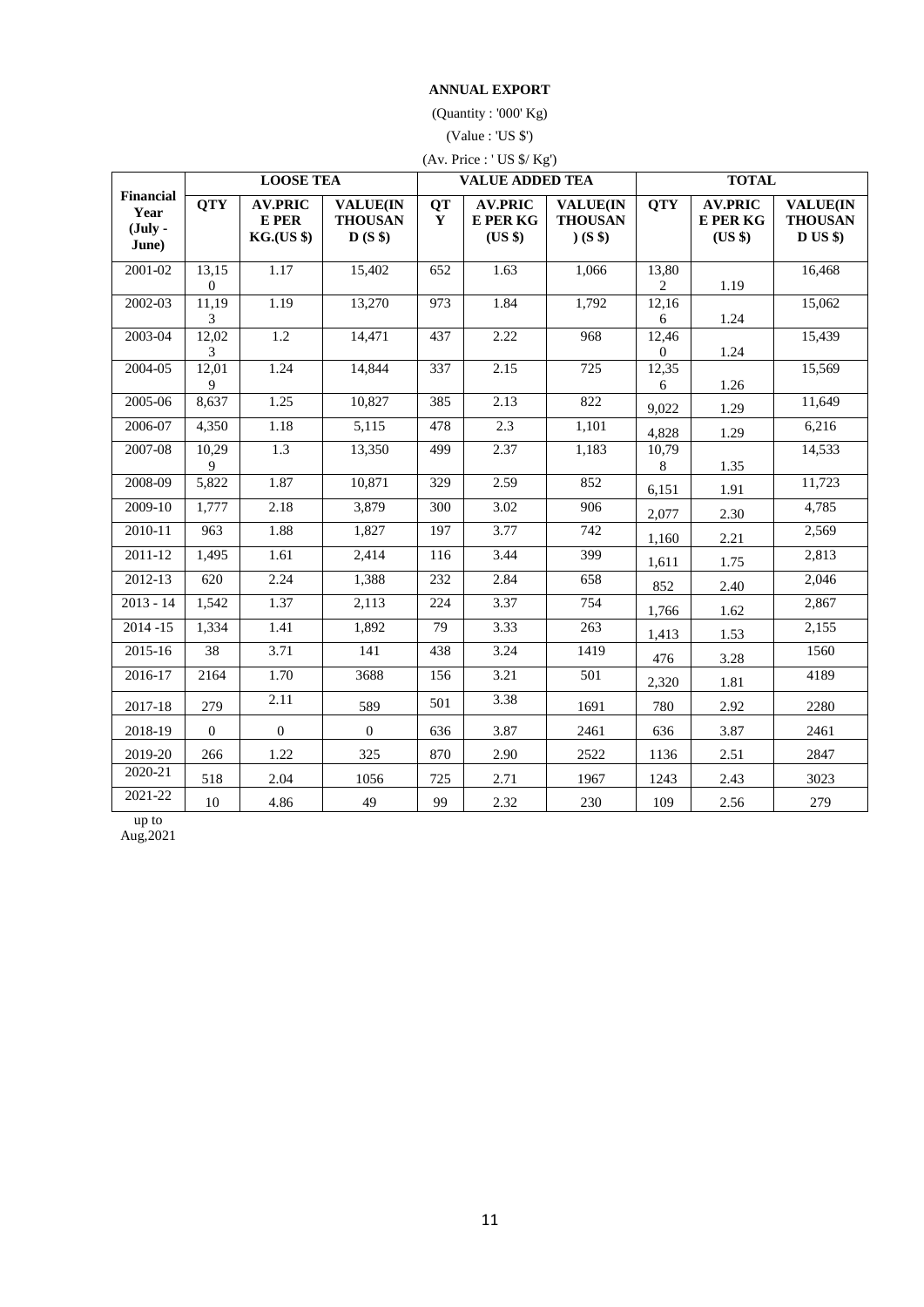**ANNUAL EXPORT**

(Quantity : '000' Kg)

(Value : 'US $')

(Av. Price : ' US $/ Kg')

| Financial Year (July - June) | LOOSE TEA | | | VALUE ADDED TEA | | | TOTAL | | |
|---|---|---|---|---|---|---|---|---|---|
| | QTY | AV.PRICE PER KG.(US $) | VALUE(IN THOUSAND (S $) | QTY | AV.PRICE PER KG (US $) | VALUE(IN THOUSAND) (S $) | QTY | AV.PRICE PER KG (US $) | VALUE(IN THOUSAND US $) |
| 2001-02 | 13,150 | 1.17 | 15,402 | 652 | 1.63 | 1,066 | 13,802 | 1.19 | 16,468 |
| 2002-03 | 11,193 | 1.19 | 13,270 | 973 | 1.84 | 1,792 | 12,166 | 1.24 | 15,062 |
| 2003-04 | 12,023 | 1.2 | 14,471 | 437 | 2.22 | 968 | 12,460 | 1.24 | 15,439 |
| 2004-05 | 12,019 | 1.24 | 14,844 | 337 | 2.15 | 725 | 12,356 | 1.26 | 15,569 |
| 2005-06 | 8,637 | 1.25 | 10,827 | 385 | 2.13 | 822 | 9,022 | 1.29 | 11,649 |
| 2006-07 | 4,350 | 1.18 | 5,115 | 478 | 2.3 | 1,101 | 4,828 | 1.29 | 6,216 |
| 2007-08 | 10,299 | 1.3 | 13,350 | 499 | 2.37 | 1,183 | 10,798 | 1.35 | 14,533 |
| 2008-09 | 5,822 | 1.87 | 10,871 | 329 | 2.59 | 852 | 6,151 | 1.91 | 11,723 |
| 2009-10 | 1,777 | 2.18 | 3,879 | 300 | 3.02 | 906 | 2,077 | 2.30 | 4,785 |
| 2010-11 | 963 | 1.88 | 1,827 | 197 | 3.77 | 742 | 1,160 | 2.21 | 2,569 |
| 2011-12 | 1,495 | 1.61 | 2,414 | 116 | 3.44 | 399 | 1,611 | 1.75 | 2,813 |
| 2012-13 | 620 | 2.24 | 1,388 | 232 | 2.84 | 658 | 852 | 2.40 | 2,046 |
| 2013 - 14 | 1,542 | 1.37 | 2,113 | 224 | 3.37 | 754 | 1,766 | 1.62 | 2,867 |
| 2014 -15 | 1,334 | 1.41 | 1,892 | 79 | 3.33 | 263 | 1,413 | 1.53 | 2,155 |
| 2015-16 | 38 | 3.71 | 141 | 438 | 3.24 | 1419 | 476 | 3.28 | 1560 |
| 2016-17 | 2164 | 1.70 | 3688 | 156 | 3.21 | 501 | 2,320 | 1.81 | 4189 |
| 2017-18 | 279 | 2.11 | 589 | 501 | 3.38 | 1691 | 780 | 2.92 | 2280 |
| 2018-19 | 0 | 0 | 0 | 636 | 3.87 | 2461 | 636 | 3.87 | 2461 |
| 2019-20 | 266 | 1.22 | 325 | 870 | 2.90 | 2522 | 1136 | 2.51 | 2847 |
| 2020-21 | 518 | 2.04 | 1056 | 725 | 2.71 | 1967 | 1243 | 2.43 | 3023 |
| 2021-22 up to Aug,2021 | 10 | 4.86 | 49 | 99 | 2.32 | 230 | 109 | 2.56 | 279 |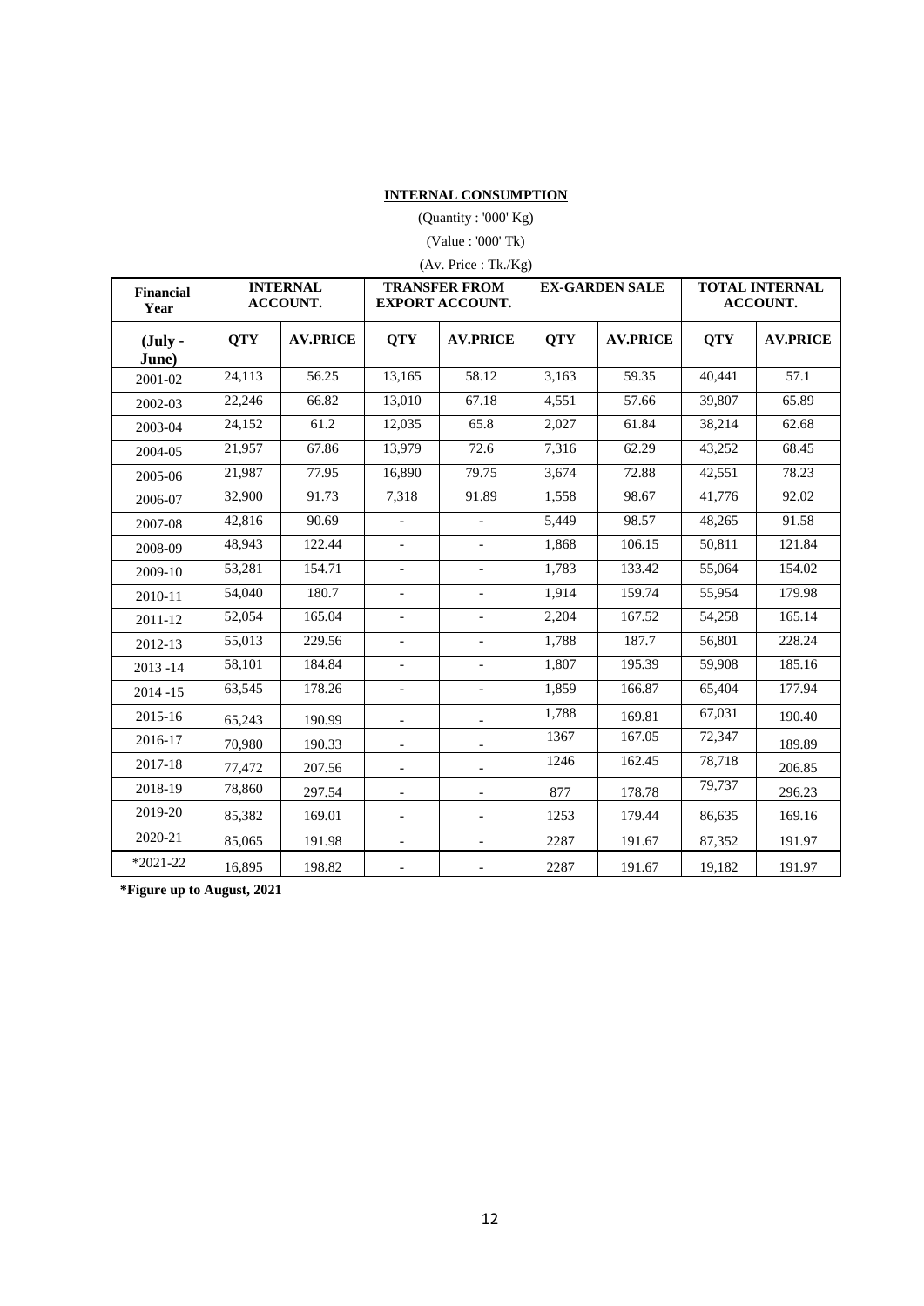**INTERNAL CONSUMPTION**

(Quantity : '000' Kg)

(Value : '000' Tk)

(Av. Price : Tk./Kg)

| Financial Year | INTERNAL ACCOUNT. | | TRANSFER FROM EXPORT ACCOUNT. | | EX-GARDEN SALE | | TOTAL INTERNAL ACCOUNT. | |
|---|---|---|---|---|---|---|---|---|
| (July - June) | QTY | AV.PRICE | QTY | AV.PRICE | QTY | AV.PRICE | QTY | AV.PRICE |
| 2001-02 | 24,113 | 56.25 | 13,165 | 58.12 | 3,163 | 59.35 | 40,441 | 57.1 |
| 2002-03 | 22,246 | 66.82 | 13,010 | 67.18 | 4,551 | 57.66 | 39,807 | 65.89 |
| 2003-04 | 24,152 | 61.2 | 12,035 | 65.8 | 2,027 | 61.84 | 38,214 | 62.68 |
| 2004-05 | 21,957 | 67.86 | 13,979 | 72.6 | 7,316 | 62.29 | 43,252 | 68.45 |
| 2005-06 | 21,987 | 77.95 | 16,890 | 79.75 | 3,674 | 72.88 | 42,551 | 78.23 |
| 2006-07 | 32,900 | 91.73 | 7,318 | 91.89 | 1,558 | 98.67 | 41,776 | 92.02 |
| 2007-08 | 42,816 | 90.69 | - | - | 5,449 | 98.57 | 48,265 | 91.58 |
| 2008-09 | 48,943 | 122.44 | - | - | 1,868 | 106.15 | 50,811 | 121.84 |
| 2009-10 | 53,281 | 154.71 | - | - | 1,783 | 133.42 | 55,064 | 154.02 |
| 2010-11 | 54,040 | 180.7 | - | - | 1,914 | 159.74 | 55,954 | 179.98 |
| 2011-12 | 52,054 | 165.04 | - | - | 2,204 | 167.52 | 54,258 | 165.14 |
| 2012-13 | 55,013 | 229.56 | - | - | 1,788 | 187.7 | 56,801 | 228.24 |
| 2013 -14 | 58,101 | 184.84 | - | - | 1,807 | 195.39 | 59,908 | 185.16 |
| 2014 -15 | 63,545 | 178.26 | - | - | 1,859 | 166.87 | 65,404 | 177.94 |
| 2015-16 | 65,243 | 190.99 | - | - | 1,788 | 169.81 | 67,031 | 190.40 |
| 2016-17 | 70,980 | 190.33 | - | - | 1367 | 167.05 | 72,347 | 189.89 |
| 2017-18 | 77,472 | 207.56 | - | - | 1246 | 162.45 | 78,718 | 206.85 |
| 2018-19 | 78,860 | 297.54 | - | - | 877 | 178.78 | 79,737 | 296.23 |
| 2019-20 | 85,382 | 169.01 | - | - | 1253 | 179.44 | 86,635 | 169.16 |
| 2020-21 | 85,065 | 191.98 | - | - | 2287 | 191.67 | 87,352 | 191.97 |
| *2021-22 | 16,895 | 198.82 | - | - | 2287 | 191.67 | 19,182 | 191.97 |

**\*Figure up to August, 2021**